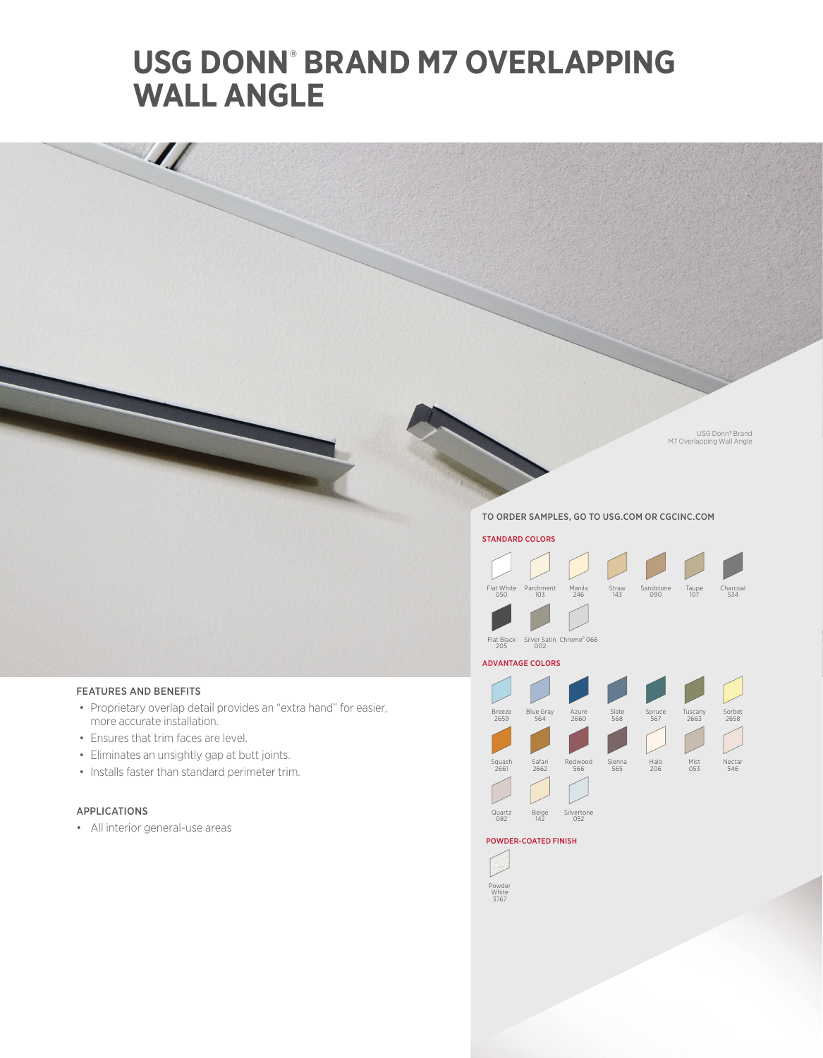# USG DONN® BRAND M7 OVERLAPPING WALL ANGLE

USG Donn® Brand M7 Overlapping Wall Angle

## FEATURES AND BENEFITS

- Proprietary overlap detail provides an "extra hand" for easier, more accurate installation.
- Ensures that trim faces are level.
- Eliminates an unsightly gap at butt joints.
- Installs faster than standard perimeter trim.

## APPLICATIONS

- All interior general-use areas

## TO ORDER SAMPLES, GO TO USG.COM OR CGCINC.COM

### STANDARD COLORS

Flat White 050, Parchment 103, Manila 246, Straw 143, Sandstone 090, Taupe 107, Charcoal 534, Flat Black 205, Silver Satin 002, Chrome® 066

### ADVANTAGE COLORS

Breeze 2659, Blue Gray 564, Azure 2660, Slate 568, Spruce 567, Tuscany 2663, Sorbet 2658, Squash 2661, Safari 2662, Redwood 566, Sienna 565, Halo 206, Mist 053, Nectar 546, Quartz 082, Beige 142, Silvertone 052

### POWDER-COATED FINISH

Powder White 3767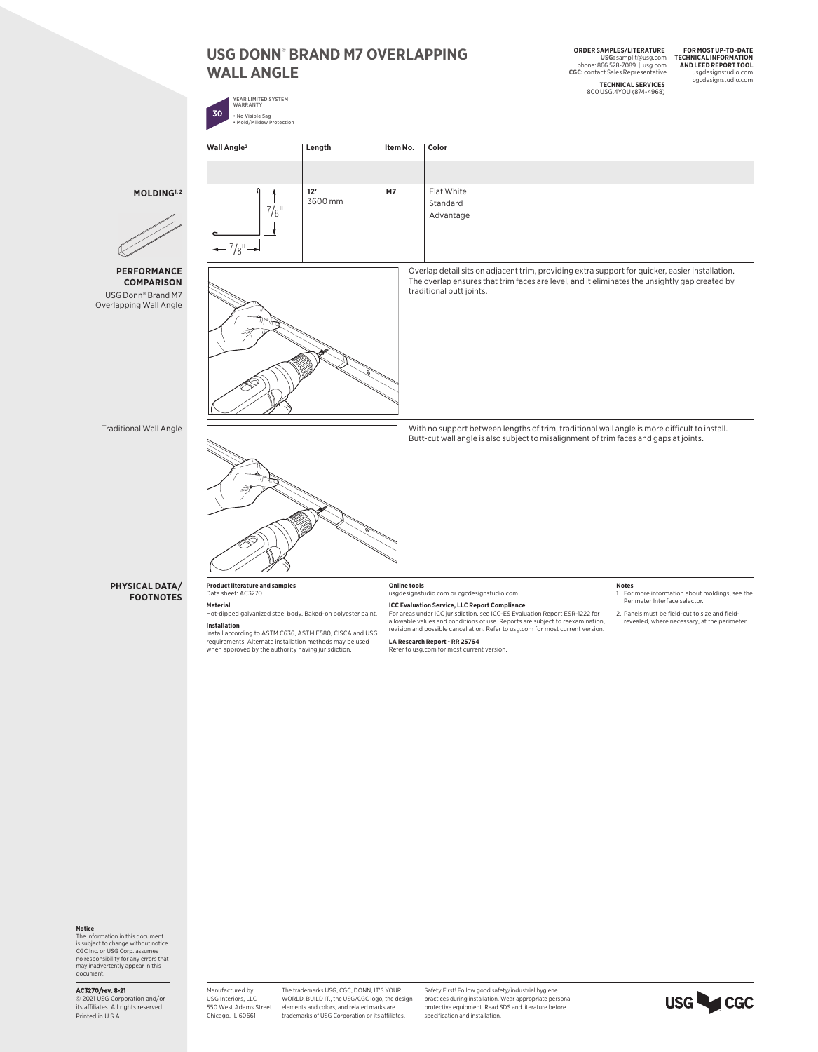# USG DONN® BRAND M7 OVERLAPPING WALL ANGLE

**ORDER SAMPLES/LITERATURE**
**USG:** samplit@usg.com
phone: 866 528-7089 | usg.com
**CGC:** contact Sales Representative

**TECHNICAL SERVICES**
800 USG.4YOU (874-4968)

**FOR MOST UP-TO-DATE TECHNICAL INFORMATION AND LEED REPORT TOOL**
usgdesignstudio.com
cgcdesignstudio.com

30 YEAR LIMITED SYSTEM WARRANTY
- No Visible Sag
- Mold/Mildew Protection

## MOLDING[1, 2]

| Wall Angle[2] | Length | Item No. | Color |
|---|---|---|---|
| 7/8" × 7/8" | **12'** 3600 mm | **M7** | Flat White Standard Advantage |

## PERFORMANCE COMPARISON

**USG Donn® Brand M7 Overlapping Wall Angle**

Overlap detail sits on adjacent trim, providing extra support for quicker, easier installation. The overlap ensures that trim faces are level, and it eliminates the unsightly gap created by traditional butt joints.

**Traditional Wall Angle**

With no support between lengths of trim, traditional wall angle is more difficult to install. Butt-cut wall angle is also subject to misalignment of trim faces and gaps at joints.

## PHYSICAL DATA/ FOOTNOTES

**Product literature and samples**
Data sheet: AC3270

**Material**
Hot-dipped galvanized steel body. Baked-on polyester paint.

**Installation**
Install according to ASTM C636, ASTM E580, CISCA and USG requirements. Alternate installation methods may be used when approved by the authority having jurisdiction.

**Online tools**
usgdesignstudio.com or cgcdesignstudio.com

**ICC Evaluation Service, LLC Report Compliance**
For areas under ICC jurisdiction, see ICC-ES Evaluation Report ESR-1222 for allowable values and conditions of use. Reports are subject to reexamination, revision and possible cancellation. Refer to usg.com for most current version.

**LA Research Report - RR 25764**
Refer to usg.com for most current version.

**Notes**
1. For more information about moldings, see the Perimeter Interface selector.
2. Panels must be field-cut to size and field-revealed, where necessary, at the perimeter.

**Notice**
The information in this document is subject to change without notice. CGC Inc. or USG Corp. assumes no responsibility for any errors that may inadvertently appear in this document.

**AC3270/rev. 8-21**
© 2021 USG Corporation and/or its affiliates. All rights reserved.
Printed in U.S.A.

Manufactured by
USG Interiors, LLC
550 West Adams Street
Chicago, IL 60661

The trademarks USG, CGC, DONN, IT'S YOUR WORLD. BUILD IT., the USG/CGC logo, the design elements and colors, and related marks are trademarks of USG Corporation or its affiliates.

Safety First! Follow good safety/industrial hygiene practices during installation. Wear appropriate personal protective equipment. Read SDS and literature before specification and installation.